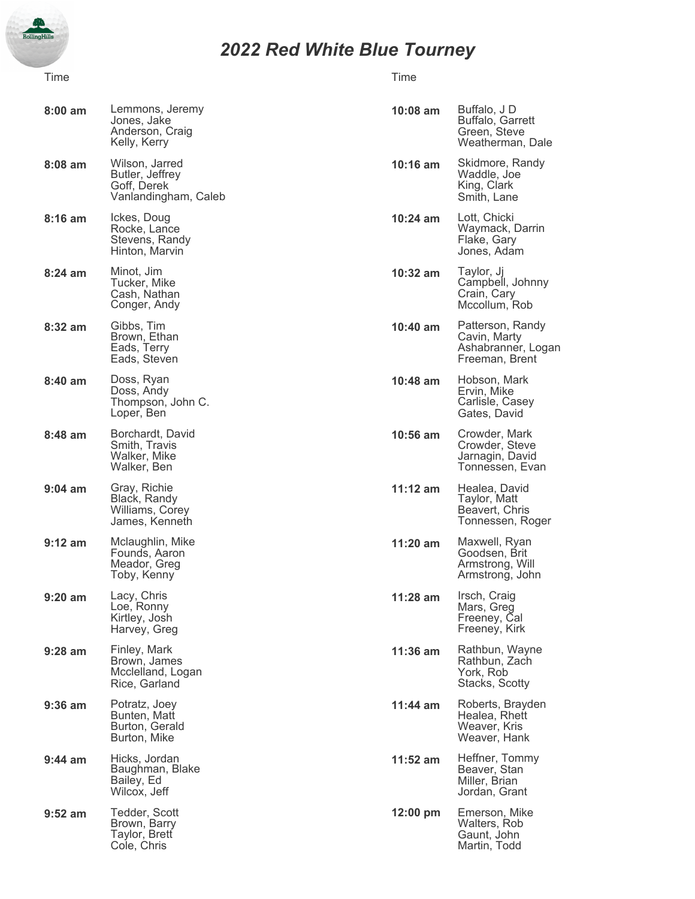# *2022 Red White Blue Tourney*

| Time | |
|---|---|
| **8:00 am** | Lemmons, Jeremy<br>Jones, Jake<br>Anderson, Craig<br>Kelly, Kerry |
| **8:08 am** | Wilson, Jarred<br>Butler, Jeffrey<br>Goff, Derek<br>Vanlandingham, Caleb |
| **8:16 am** | Ickes, Doug<br>Rocke, Lance<br>Stevens, Randy<br>Hinton, Marvin |
| **8:24 am** | Minot, Jim<br>Tucker, Mike<br>Cash, Nathan<br>Conger, Andy |
| **8:32 am** | Gibbs, Tim<br>Brown, Ethan<br>Eads, Terry<br>Eads, Steven |
| **8:40 am** | Doss, Ryan<br>Doss, Andy<br>Thompson, John C.<br>Loper, Ben |
| **8:48 am** | Borchardt, David<br>Smith, Travis<br>Walker, Mike<br>Walker, Ben |
| **9:04 am** | Gray, Richie<br>Black, Randy<br>Williams, Corey<br>James, Kenneth |
| **9:12 am** | Mclaughlin, Mike<br>Founds, Aaron<br>Meador, Greg<br>Toby, Kenny |
| **9:20 am** | Lacy, Chris<br>Loe, Ronny<br>Kirtley, Josh<br>Harvey, Greg |
| **9:28 am** | Finley, Mark<br>Brown, James<br>Mcclelland, Logan<br>Rice, Garland |
| **9:36 am** | Potratz, Joey<br>Bunten, Matt<br>Burton, Gerald<br>Burton, Mike |
| **9:44 am** | Hicks, Jordan<br>Baughman, Blake<br>Bailey, Ed<br>Wilcox, Jeff |
| **9:52 am** | Tedder, Scott<br>Brown, Barry<br>Taylor, Brett<br>Cole, Chris |

| Time | |
|---|---|
| **10:08 am** | Buffalo, J D<br>Buffalo, Garrett<br>Green, Steve<br>Weatherman, Dale |
| **10:16 am** | Skidmore, Randy<br>Waddle, Joe<br>King, Clark<br>Smith, Lane |
| **10:24 am** | Lott, Chicki<br>Waymack, Darrin<br>Flake, Gary<br>Jones, Adam |
| **10:32 am** | Taylor, Jj<br>Campbell, Johnny<br>Crain, Cary<br>Mccollum, Rob |
| **10:40 am** | Patterson, Randy<br>Cavin, Marty<br>Ashabranner, Logan<br>Freeman, Brent |
| **10:48 am** | Hobson, Mark<br>Ervin, Mike<br>Carlisle, Casey<br>Gates, David |
| **10:56 am** | Crowder, Mark<br>Crowder, Steve<br>Jarnagin, David<br>Tonnessen, Evan |
| **11:12 am** | Healea, David<br>Taylor, Matt<br>Beavert, Chris<br>Tonnessen, Roger |
| **11:20 am** | Maxwell, Ryan<br>Goodsen, Brit<br>Armstrong, Will<br>Armstrong, John |
| **11:28 am** | Irsch, Craig<br>Mars, Greg<br>Freeney, Cal<br>Freeney, Kirk |
| **11:36 am** | Rathbun, Wayne<br>Rathbun, Zach<br>York, Rob<br>Stacks, Scotty |
| **11:44 am** | Roberts, Brayden<br>Healea, Rhett<br>Weaver, Kris<br>Weaver, Hank |
| **11:52 am** | Heffner, Tommy<br>Beaver, Stan<br>Miller, Brian<br>Jordan, Grant |
| **12:00 pm** | Emerson, Mike<br>Walters, Rob<br>Gaunt, John<br>Martin, Todd |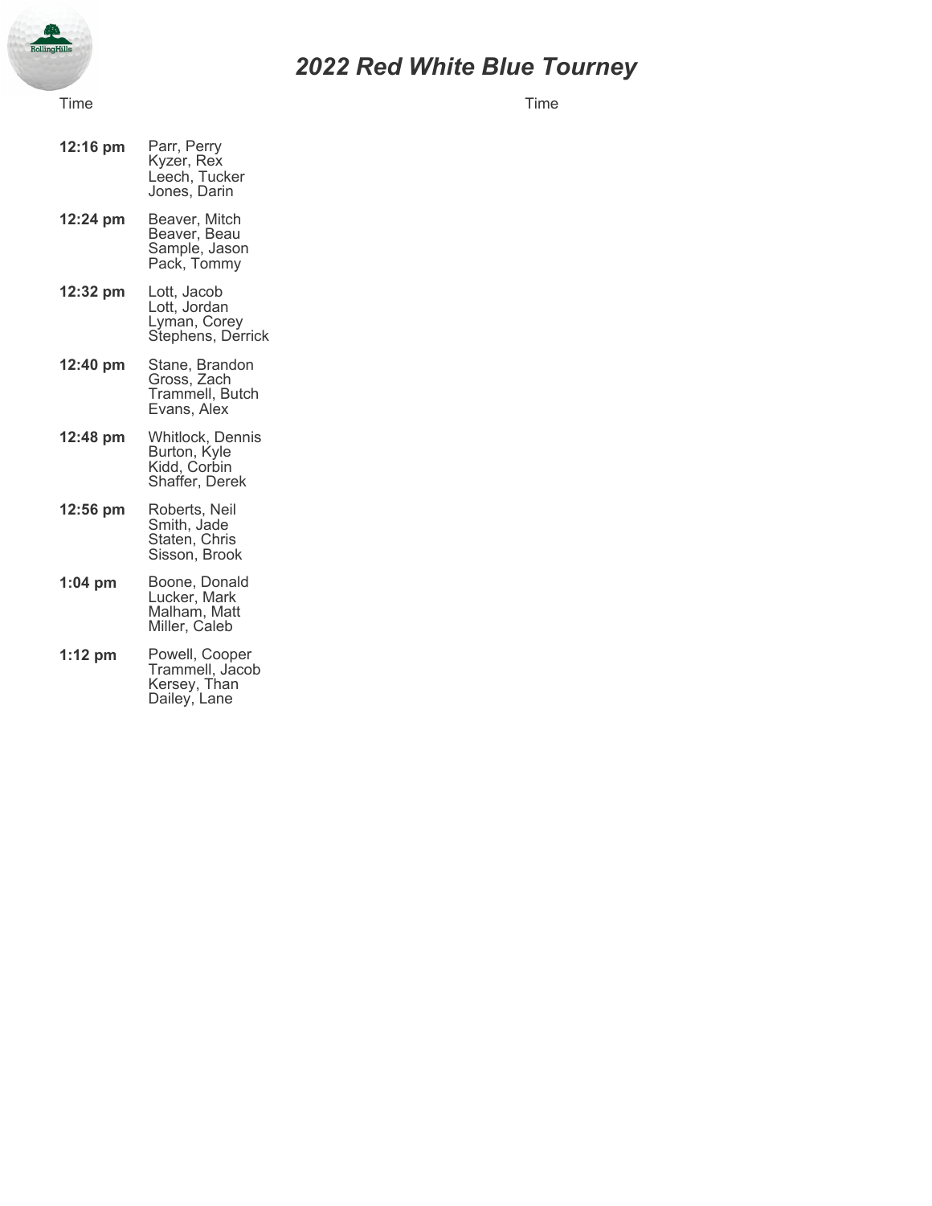# 2022 Red White Blue Tourney

| Time | | Time | |
|---|---|---|---|
| **12:16 pm** | Parr, Perry<br>Kyzer, Rex<br>Leech, Tucker<br>Jones, Darin | | |
| **12:24 pm** | Beaver, Mitch<br>Beaver, Beau<br>Sample, Jason<br>Pack, Tommy | | |
| **12:32 pm** | Lott, Jacob<br>Lott, Jordan<br>Lyman, Corey<br>Stephens, Derrick | | |
| **12:40 pm** | Stane, Brandon<br>Gross, Zach<br>Trammell, Butch<br>Evans, Alex | | |
| **12:48 pm** | Whitlock, Dennis<br>Burton, Kyle<br>Kidd, Corbin<br>Shaffer, Derek | | |
| **12:56 pm** | Roberts, Neil<br>Smith, Jade<br>Staten, Chris<br>Sisson, Brook | | |
| **1:04 pm** | Boone, Donald<br>Lucker, Mark<br>Malham, Matt<br>Miller, Caleb | | |
| **1:12 pm** | Powell, Cooper<br>Trammell, Jacob<br>Kersey, Than<br>Dailey, Lane | | |